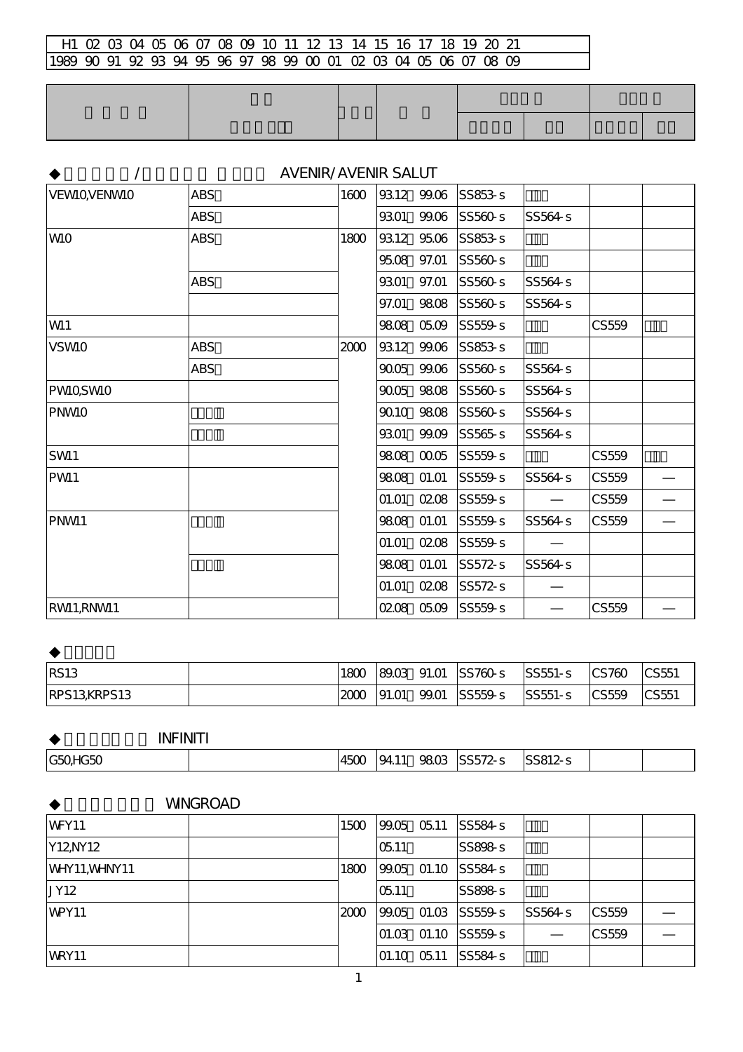| H1 02 03 04 05 06 07 08 09 10 11 12 13 14 15 16 17 18 19 20 21 |
|---|
| 1989 90 91 92 93 94 95 96 97 98 99 00 01 02 03 04 05 06 07 08 09 |

| | | | | | | | |
|---|---|---|---|---|---|---|---|
| | | | | | | | |

### ◆ / AVENIR/AVENIR SALUT

| | | | | | | | |
|---|---|---|---|---|---|---|---|
| VEW10,VENW10 | ABS | 1600 | 93.12 99.06 | SS853-s | | | |
| | ABS | | 93.01 99.06 | SS560-s | SS564-s | | |
| W10 | ABS | 1800 | 93.12 95.06 | SS853-s | | | |
| | | | 95.08 97.01 | SS560-s | | | |
| | ABS | | 93.01 97.01 | SS560-s | SS564-s | | |
| | | | 97.01 98.08 | SS560-s | SS564-s | | |
| W11 | | | 98.08 05.09 | SS559-s | | CS559 | |
| VSW10 | ABS | 2000 | 93.12 99.06 | SS853-s | | | |
| | ABS | | 90.05 99.06 | SS560-s | SS564-s | | |
| PW10,SW10 | | | 90.05 98.08 | SS560-s | SS564-s | | |
| PNW10 | | | 90.10 98.08 | SS560-s | SS564-s | | |
| | | | 93.01 99.09 | SS565-s | SS564-s | | |
| SW11 | | | 98.08 00.05 | SS559-s | | CS559 | |
| PW11 | | | 98.08 01.01 | SS559-s | SS564-s | CS559 | — |
| | | | 01.01 02.08 | SS559-s | — | CS559 | — |
| PNW11 | | | 98.08 01.01 | SS559-s | SS564-s | CS559 | — |
| | | | 01.01 02.08 | SS559-s | — | | |
| | | | 98.08 01.01 | SS572-s | SS564-s | | |
| | | | 01.01 02.08 | SS572-s | — | | |
| RW11,RNW11 | | | 02.08 05.09 | SS559-s | — | CS559 | — |

### ◆

| | | | | | | | |
|---|---|---|---|---|---|---|---|
| RS13 | | 1800 | 89.03 91.01 | SS760-s | SS551-s | CS760 | CS551 |
| RPS13,KRPS13 | | 2000 | 91.01 99.01 | SS559-s | SS551-s | CS559 | CS551 |

### ◆ INFINITI

| | | | | | | | |
|---|---|---|---|---|---|---|---|
| G50,HG50 | | 4500 | 94.11 98.03 | SS572-s | SS812-s | | |

### ◆ WINGROAD

| | | | | | | | |
|---|---|---|---|---|---|---|---|
| WFY11 | | 1500 | 99.05 05.11 | SS584-s | | | |
| Y12,NY12 | | | 05.11 | SS898-s | | | |
| WHY11,WHNY11 | | 1800 | 99.05 01.10 | SS584-s | | | |
| JY12 | | | 05.11 | SS898-s | | | |
| WPY11 | | 2000 | 99.05 01.03 | SS559-s | SS564-s | CS559 | — |
| | | | 01.03 01.10 | SS559-s | — | CS559 | — |
| WRY11 | | | 01.10 05.11 | SS584-s | | | |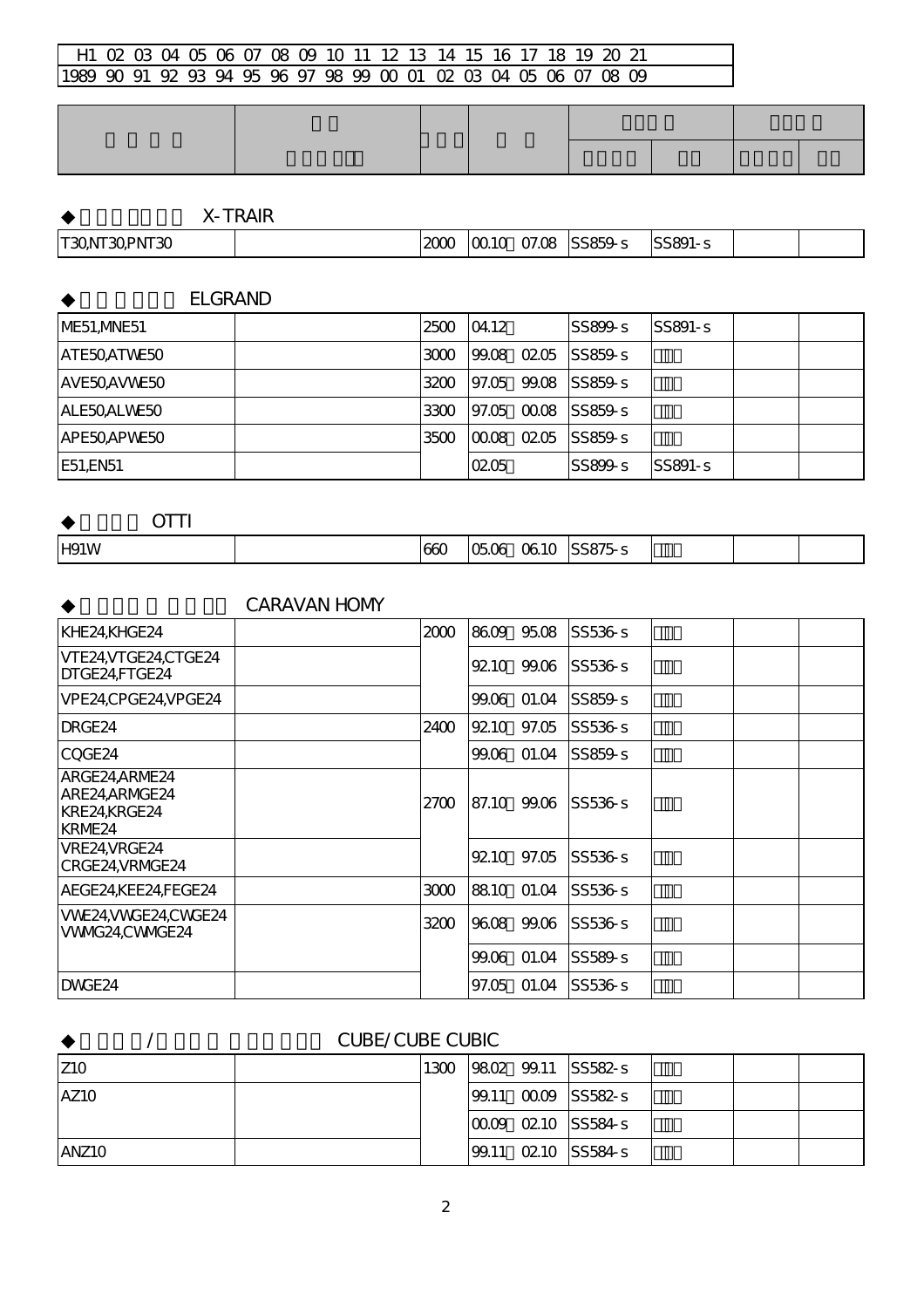| H1 | 02 | 03 | 04 | 05 | 06 | 07 | 08 | 09 | 10 | 11 | 12 | 13 | 14 | 15 | 16 | 17 | 18 | 19 | 20 | 21 |
|---|---|---|---|---|---|---|---|---|---|---|---|---|---|---|---|---|---|---|---|---|
| 1989 | 90 | 91 | 92 | 93 | 94 | 95 | 96 | 97 | 98 | 99 | 00 | 01 | 02 | 03 | 04 | 05 | 06 | 07 | 08 | 09 |

◆ X-TRAIR

| | | | | | | | |
|---|---|---|---|---|---|---|---|
| T30,NT30,PNT30 | | 2000 | 00.10 07.08 | SS859-s | SS891-s | | |

◆ ELGRAND

| | | | | | | | |
|---|---|---|---|---|---|---|---|
| ME51,MNE51 | | 2500 | 04.12 | SS899-s | SS891-s | | |
| ATE50,ATWE50 | | 3000 | 99.08 02.05 | SS859-s | | | |
| AVE50,AVWE50 | | 3200 | 97.05 99.08 | SS859-s | | | |
| ALE50,ALWE50 | | 3300 | 97.05 00.08 | SS859-s | | | |
| APE50,APWE50 | | 3500 | 00.08 02.05 | SS859-s | | | |
| E51,EN51 | | | 02.05 | SS899-s | SS891-s | | |

◆ OTTI

| | | | | | | | |
|---|---|---|---|---|---|---|---|
| H91W | | 660 | 05.06 06.10 | SS875-s | | | |

◆ CARAVAN HOMY

| | | | | | | | |
|---|---|---|---|---|---|---|---|
| KHE24,KHGE24 | | 2000 | 86.09 95.08 | SS536-s | | | |
| VTE24,VTGE24,CTGE24 DTGE24,FTGE24 | | | 92.10 99.06 | SS536-s | | | |
| VPE24,CPGE24,VPGE24 | | | 99.06 01.04 | SS859-s | | | |
| DRGE24 | | 2400 | 92.10 97.05 | SS536-s | | | |
| CQGE24 | | | 99.06 01.04 | SS859-s | | | |
| ARGE24,ARME24 ARE24,ARMGE24 KRE24,KRGE24 KRME24 | | 2700 | 87.10 99.06 | SS536-s | | | |
| VRE24,VRGE24 CRGE24,VRMGE24 | | | 92.10 97.05 | SS536-s | | | |
| AEGE24,KEE24,FEGE24 | | 3000 | 88.10 01.04 | SS536-s | | | |
| VWE24,VWGE24,CWGE24 VWMG24,CWMGE24 | | 3200 | 96.08 99.06 | SS536-s | | | |
| | | | 99.06 01.04 | SS589-s | | | |
| DWGE24 | | | 97.05 01.04 | SS536-s | | | |

◆ / CUBE/CUBE CUBIC

| | | | | | | | |
|---|---|---|---|---|---|---|---|
| Z10 | | 1300 | 98.02 99.11 | SS582-s | | | |
| AZ10 | | | 99.11 00.09 | SS582-s | | | |
| | | | 00.09 02.10 | SS584-s | | | |
| ANZ10 | | | 99.11 02.10 | SS584-s | | | |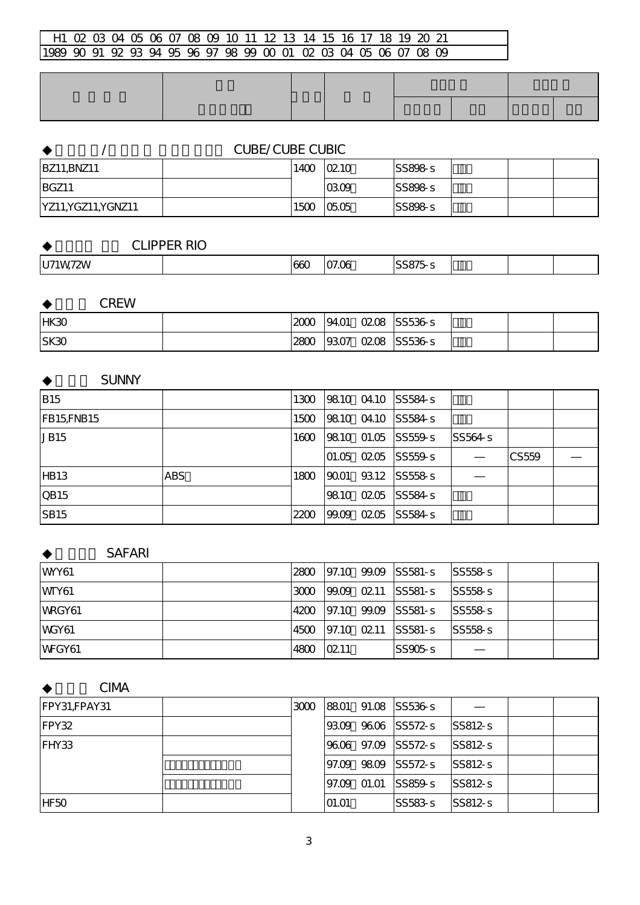| H1 | 02 | 03 | 04 | 05 | 06 | 07 | 08 | 09 | 10 | 11 | 12 | 13 | 14 | 15 | 16 | 17 | 18 | 19 | 20 | 21 |
|---|---|---|---|---|---|---|---|---|---|---|---|---|---|---|---|---|---|---|---|---|
| 1989 | 90 | 91 | 92 | 93 | 94 | 95 | 96 | 97 | 98 | 99 | 00 | 01 | 02 | 03 | 04 | 05 | 06 | 07 | 08 | 09 |

◆ / CUBE/CUBE CUBIC

| | | | | | | | |
|---|---|---|---|---|---|---|---|
| BZ11,BNZ11 | | 1400 | 02.10 | SS898-s | | | |
| BGZ11 | | | 03.09 | SS898-s | | | |
| YZ11,YGZ11,YGNZ11 | | 1500 | 05.05 | SS898-s | | | |

◆ CLIPPER RIO

| | | | | | | | |
|---|---|---|---|---|---|---|---|
| U71W,72W | | 660 | 07.06 | SS875-s | | | |

◆ CREW

| | | | | | | | |
|---|---|---|---|---|---|---|---|
| HK30 | | 2000 | 94.01 02.08 | SS536-s | | | |
| SK30 | | 2800 | 93.07 02.08 | SS536-s | | | |

◆ SUNNY

| | | | | | | | |
|---|---|---|---|---|---|---|---|
| B15 | | 1300 | 98.10 04.10 | SS584-s | | | |
| FB15,FNB15 | | 1500 | 98.10 04.10 | SS584-s | | | |
| JB15 | | 1600 | 98.10 01.05 | SS559-s | SS564-s | | |
| | | | 01.05 02.05 | SS559-s | — | CS559 | — |
| HB13 | ABS | 1800 | 90.01 93.12 | SS558-s | — | | |
| QB15 | | | 98.10 02.05 | SS584-s | | | |
| SB15 | | 2200 | 99.09 02.05 | SS584-s | | | |

◆ SAFARI

| | | | | | | | |
|---|---|---|---|---|---|---|---|
| WYY61 | | 2800 | 97.10 99.09 | SS581-s | SS558-s | | |
| WTY61 | | 3000 | 99.09 02.11 | SS581-s | SS558-s | | |
| WRGY61 | | 4200 | 97.10 99.09 | SS581-s | SS558-s | | |
| WGY61 | | 4500 | 97.10 02.11 | SS581-s | SS558-s | | |
| WFGY61 | | 4800 | 02.11 | SS905-s | — | | |

◆ CIMA

| | | | | | | | |
|---|---|---|---|---|---|---|---|
| FPY31,FPAY31 | | 3000 | 88.01 91.08 | SS536-s | — | | |
| FPY32 | | | 93.09 96.06 | SS572-s | SS812-s | | |
| FHY33 | | | 96.06 97.09 | SS572-s | SS812-s | | |
| | | | 97.09 98.09 | SS572-s | SS812-s | | |
| | | | 97.09 01.01 | SS859-s | SS812-s | | |
| HF50 | | | 01.01 | SS583-s | SS812-s | | |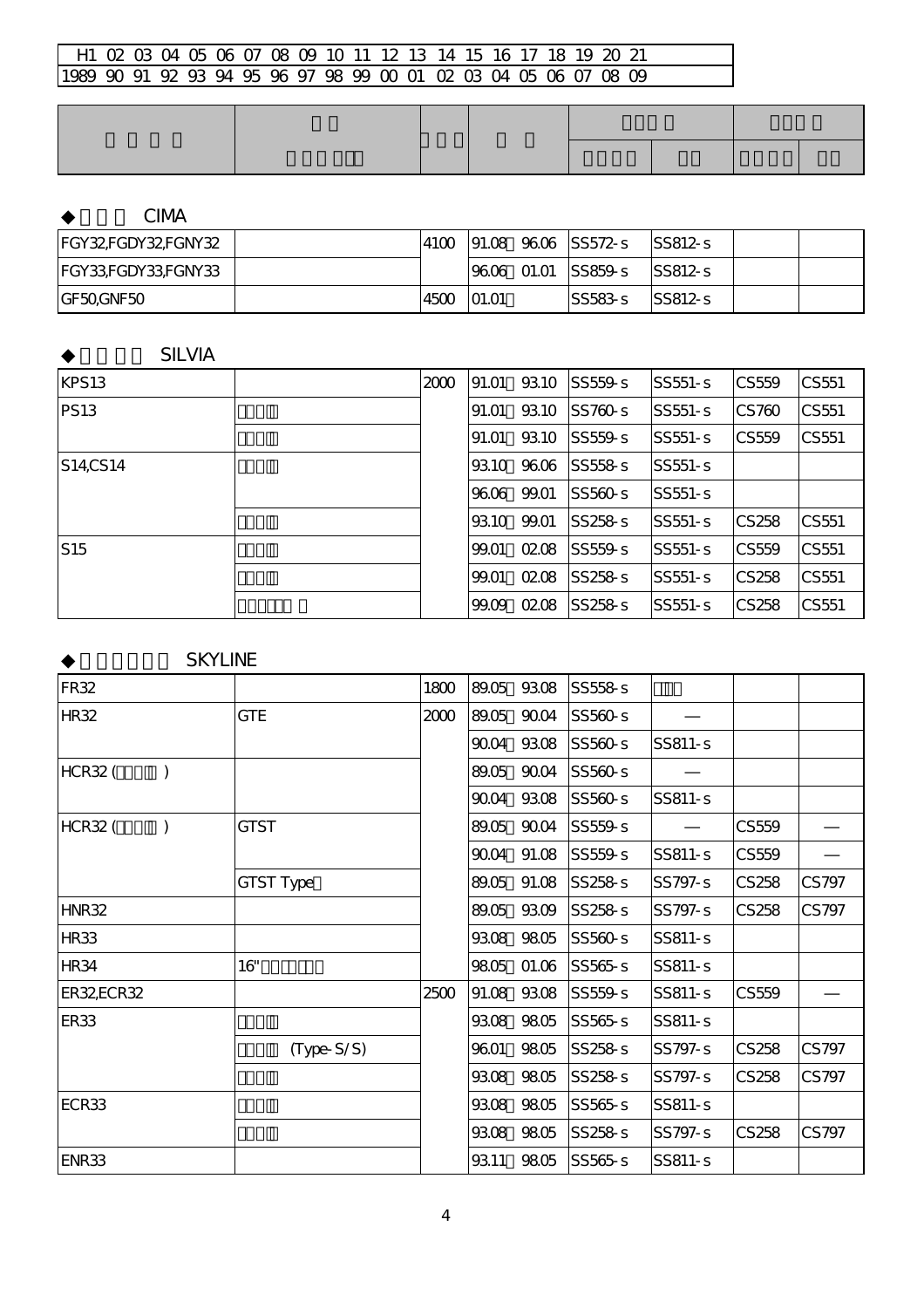| H1 | 02 | 03 | 04 | 05 | 06 | 07 | 08 | 09 | 10 | 11 | 12 | 13 | 14 | 15 | 16 | 17 | 18 | 19 | 20 | 21 |
|---|---|---|---|---|---|---|---|---|---|---|---|---|---|---|---|---|---|---|---|---|
| 1989 | 90 | 91 | 92 | 93 | 94 | 95 | 96 | 97 | 98 | 99 | 00 | 01 | 02 | 03 | 04 | 05 | 06 | 07 | 08 | 09 |

### ◆ CIMA

| | | | | | | | |
|---|---|---|---|---|---|---|---|
| FGY32,FGDY32,FGNY32 | | 4100 | 91.08 96.06 | SS572-s | SS812-s | | |
| FGY33,FGDY33,FGNY33 | | | 96.06 01.01 | SS859-s | SS812-s | | |
| GF50,GNF50 | | 4500 | 01.01 | SS583-s | SS812-s | | |

### ◆ SILVIA

| | | | | | | | |
|---|---|---|---|---|---|---|---|
| KPS13 | | 2000 | 91.01 93.10 | SS559-s | SS551-s | CS559 | CS551 |
| PS13 | | | 91.01 93.10 | SS760-s | SS551-s | CS760 | CS551 |
| | | | 91.01 93.10 | SS559-s | SS551-s | CS559 | CS551 |
| S14,CS14 | | | 93.10 96.06 | SS558-s | SS551-s | | |
| | | | 96.06 99.01 | SS560-s | SS551-s | | |
| | | | 93.10 99.01 | SS258-s | SS551-s | CS258 | CS551 |
| S15 | | | 99.01 02.08 | SS559-s | SS551-s | CS559 | CS551 |
| | | | 99.01 02.08 | SS258-s | SS551-s | CS258 | CS551 |
| | | | 99.09 02.08 | SS258-s | SS551-s | CS258 | CS551 |

### ◆ SKYLINE

| | | | | | | | |
|---|---|---|---|---|---|---|---|
| FR32 | | 1800 | 89.05 93.08 | SS558-s | | | |
| HR32 | GTE | 2000 | 89.05 90.04 | SS560-s | — | | |
| | | | 90.04 93.08 | SS560-s | SS811-s | | |
| HCR32 ( ) | | | 89.05 90.04 | SS560-s | — | | |
| | | | 90.04 93.08 | SS560-s | SS811-s | | |
| HCR32 ( ) | GTST | | 89.05 90.04 | SS559-s | — | CS559 | — |
| | | | 90.04 91.08 | SS559-s | SS811-s | CS559 | — |
| | GTST Type | | 89.05 91.08 | SS258-s | SS797-s | CS258 | CS797 |
| HNR32 | | | 89.05 93.09 | SS258-s | SS797-s | CS258 | CS797 |
| HR33 | | | 93.08 98.05 | SS560-s | SS811-s | | |
| HR34 | 16" | | 98.05 01.06 | SS565-s | SS811-s | | |
| ER32,ECR32 | | 2500 | 91.08 93.08 | SS559-s | SS811-s | CS559 | — |
| ER33 | | | 93.08 98.05 | SS565-s | SS811-s | | |
| | (Type-S/S) | | 96.01 98.05 | SS258-s | SS797-s | CS258 | CS797 |
| | | | 93.08 98.05 | SS258-s | SS797-s | CS258 | CS797 |
| ECR33 | | | 93.08 98.05 | SS565-s | SS811-s | | |
| | | | 93.08 98.05 | SS258-s | SS797-s | CS258 | CS797 |
| ENR33 | | | 93.11 98.05 | SS565-s | SS811-s | | |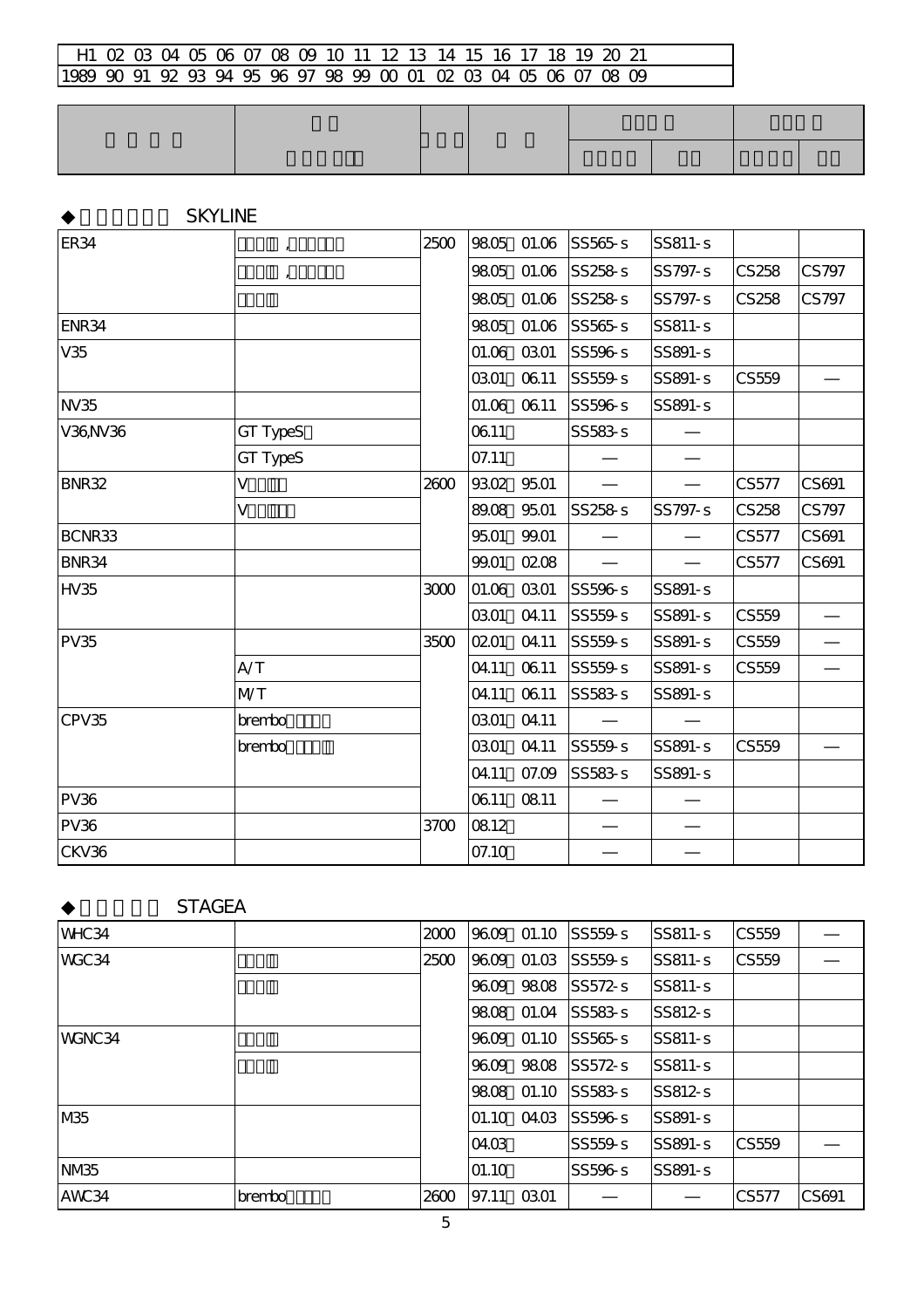| H1 | 02 | 03 | 04 | 05 | 06 | 07 | 08 | 09 | 10 | 11 | 12 | 13 | 14 | 15 | 16 | 17 | 18 | 19 | 20 | 21 |
|---|---|---|---|---|---|---|---|---|---|---|---|---|---|---|---|---|---|---|---|---|
| 1989 | 90 | 91 | 92 | 93 | 94 | 95 | 96 | 97 | 98 | 99 | 00 | 01 | 02 | 03 | 04 | 05 | 06 | 07 | 08 | 09 |

## ◆ SKYLINE

| | | | | | | | |
|---|---|---|---|---|---|---|---|
| ER34 | , | 2500 | 98.05 01.06 | SS565-s | SS811-s | | |
| | , | | 98.05 01.06 | SS258-s | SS797-s | CS258 | CS797 |
| | | | 98.05 01.06 | SS258-s | SS797-s | CS258 | CS797 |
| ENR34 | | | 98.05 01.06 | SS565-s | SS811-s | | |
| V35 | | | 01.06 03.01 | SS596-s | SS891-s | | |
| | | | 03.01 06.11 | SS559-s | SS891-s | CS559 | — |
| NV35 | | | 01.06 06.11 | SS596-s | SS891-s | | |
| V36,NV36 | GT TypeS | | 06.11 | SS583-s | — | | |
| | GT TypeS | | 07.11 | — | — | | |
| BNR32 | V | 2600 | 93.02 95.01 | — | — | CS577 | CS691 |
| | V | | 89.08 95.01 | SS258-s | SS797-s | CS258 | CS797 |
| BCNR33 | | | 95.01 99.01 | — | — | CS577 | CS691 |
| BNR34 | | | 99.01 02.08 | — | — | CS577 | CS691 |
| HV35 | | 3000 | 01.06 03.01 | SS596-s | SS891-s | | |
| | | | 03.01 04.11 | SS559-s | SS891-s | CS559 | — |
| PV35 | | 3500 | 02.01 04.11 | SS559-s | SS891-s | CS559 | — |
| | A/T | | 04.11 06.11 | SS559-s | SS891-s | CS559 | — |
| | M/T | | 04.11 06.11 | SS583-s | SS891-s | | |
| CPV35 | brembo | | 03.01 04.11 | — | — | | |
| | brembo | | 03.01 04.11 | SS559-s | SS891-s | CS559 | — |
| | | | 04.11 07.09 | SS583-s | SS891-s | | |
| PV36 | | | 06.11 08.11 | — | — | | |
| PV36 | | 3700 | 08.12 | — | — | | |
| CKV36 | | | 07.10 | — | — | | |

## ◆ STAGEA

| | | | | | | | |
|---|---|---|---|---|---|---|---|
| WHC34 | | 2000 | 96.09 01.10 | SS559-s | SS811-s | CS559 | — |
| WGC34 | | 2500 | 96.09 01.03 | SS559-s | SS811-s | CS559 | — |
| | | | 96.09 98.08 | SS572-s | SS811-s | | |
| | | | 98.08 01.04 | SS583-s | SS812-s | | |
| WGNC34 | | | 96.09 01.10 | SS565-s | SS811-s | | |
| | | | 96.09 98.08 | SS572-s | SS811-s | | |
| | | | 98.08 01.10 | SS583-s | SS812-s | | |
| M35 | | | 01.10 04.03 | SS596-s | SS891-s | | |
| | | | 04.03 | SS559-s | SS891-s | CS559 | — |
| NM35 | | | 01.10 | SS596-s | SS891-s | | |
| AWC34 | brembo | 2600 | 97.11 03.01 | — | — | CS577 | CS691 |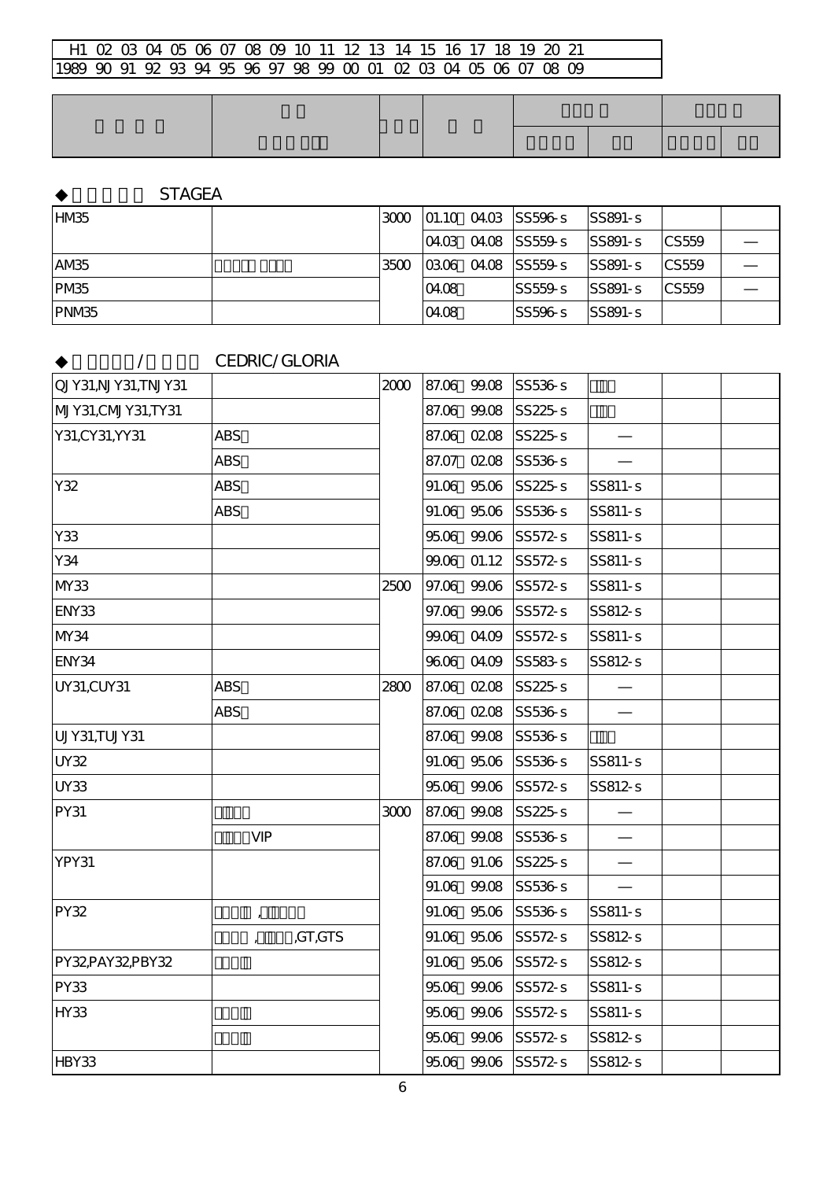| H1 | 02 | 03 | 04 | 05 | 06 | 07 | 08 | 09 | 10 | 11 | 12 | 13 | 14 | 15 | 16 | 17 | 18 | 19 | 20 | 21 |
|---|---|---|---|---|---|---|---|---|---|---|---|---|---|---|---|---|---|---|---|---|
| 1989 | 90 | 91 | 92 | 93 | 94 | 95 | 96 | 97 | 98 | 99 | 00 | 01 | 02 | 03 | 04 | 05 | 06 | 07 | 08 | 09 |

## ◆ STAGEA

| | | | | | | | |
|---|---|---|---|---|---|---|---|
| HM35 | | 3000 | 01.10～04.03 | SS596-s | SS891-s | | |
| | | | 04.03～04.08 | SS559-s | SS891-s | CS559 | — |
| AM35 | | 3500 | 03.06～04.08 | SS559-s | SS891-s | CS559 | — |
| PM35 | | | 04.08～ | SS559-s | SS891-s | CS559 | — |
| PNM35 | | | 04.08～ | SS596-s | SS891-s | | |

## ◆ / CEDRIC/GLORIA

| | | | | | | | |
|---|---|---|---|---|---|---|---|
| QJY31,NJY31,TNJY31 | | 2000 | 87.06～99.08 | SS536-s | | | |
| MJY31,CMJY31,TY31 | | | 87.06～99.08 | SS225-s | | | |
| Y31,CY31,YY31 | ABS | | 87.06～02.08 | SS225-s | — | | |
| | ABS | | 87.07～02.08 | SS536-s | — | | |
| Y32 | ABS | | 91.06～95.06 | SS225-s | SS811-s | | |
| | ABS | | 91.06～95.06 | SS536-s | SS811-s | | |
| Y33 | | | 95.06～99.06 | SS572-s | SS811-s | | |
| Y34 | | | 99.06～01.12 | SS572-s | SS811-s | | |
| MY33 | | 2500 | 97.06～99.06 | SS572-s | SS811-s | | |
| ENY33 | | | 97.06～99.06 | SS572-s | SS812-s | | |
| MY34 | | | 99.06～04.09 | SS572-s | SS811-s | | |
| ENY34 | | | 96.06～04.09 | SS583-s | SS812-s | | |
| UY31,CUY31 | ABS | 2800 | 87.06～02.08 | SS225-s | — | | |
| | ABS | | 87.06～02.08 | SS536-s | — | | |
| UJY31,TUJY31 | | | 87.06～99.08 | SS536-s | | | |
| UY32 | | | 91.06～95.06 | SS536-s | SS811-s | | |
| UY33 | | | 95.06～99.06 | SS572-s | SS812-s | | |
| PY31 | | 3000 | 87.06～99.08 | SS225-s | — | | |
| | VIP | | 87.06～99.08 | SS536-s | — | | |
| YPY31 | | | 87.06～91.06 | SS225-s | — | | |
| | | | 91.06～99.08 | SS536-s | — | | |
| PY32 | | | 91.06～95.06 | SS536-s | SS811-s | | |
| | ,GT,GTS | | 91.06～95.06 | SS572-s | SS812-s | | |
| PY32,PAY32,PBY32 | | | 91.06～95.06 | SS572-s | SS812-s | | |
| PY33 | | | 95.06～99.06 | SS572-s | SS811-s | | |
| HY33 | | | 95.06～99.06 | SS572-s | SS811-s | | |
| | | | 95.06～99.06 | SS572-s | SS812-s | | |
| HBY33 | | | 95.06～99.06 | SS572-s | SS812-s | | |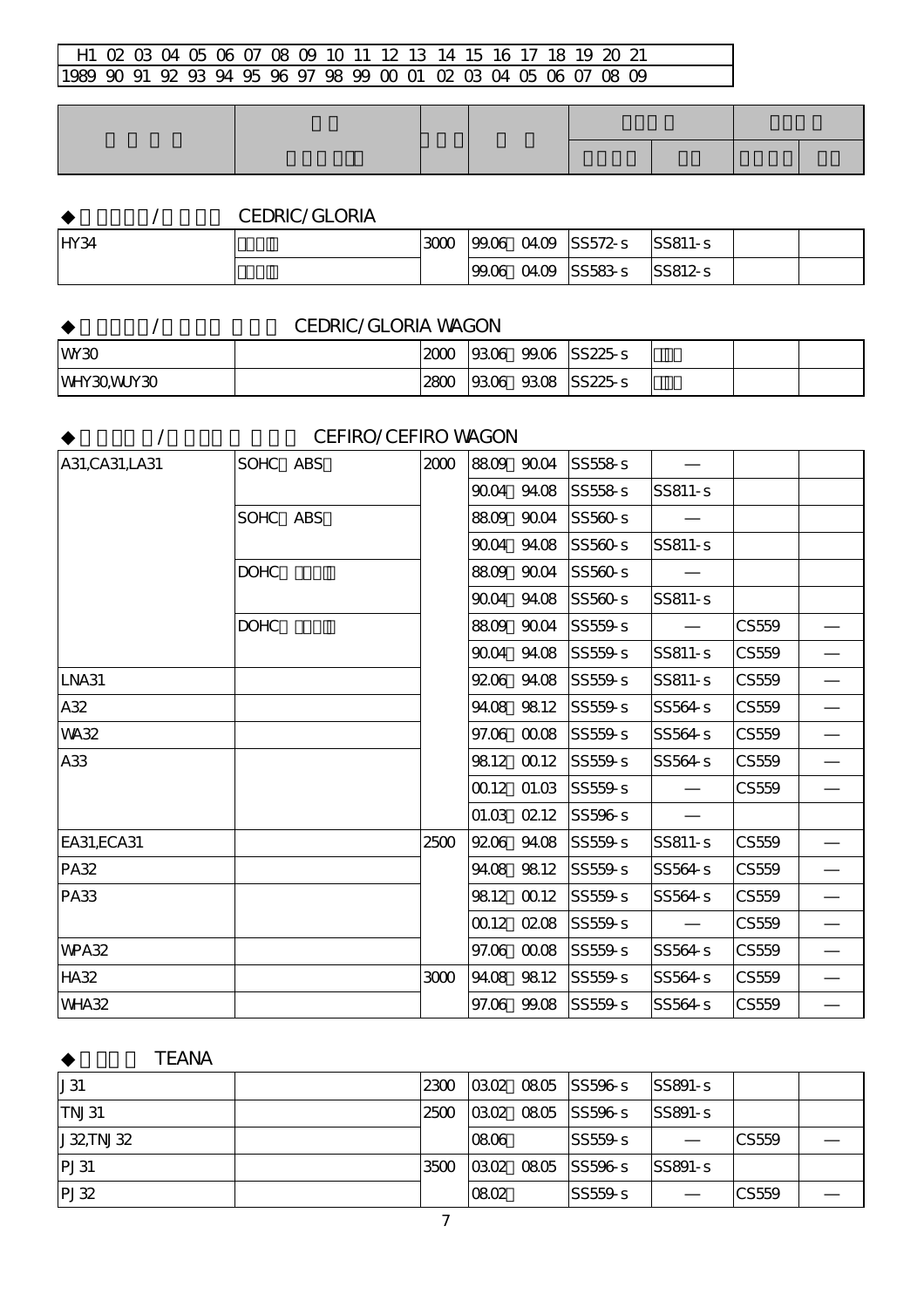| H1 | 02 | 03 | 04 | 05 | 06 | 07 | 08 | 09 | 10 | 11 | 12 | 13 | 14 | 15 | 16 | 17 | 18 | 19 | 20 | 21 |
|---|---|---|---|---|---|---|---|---|---|---|---|---|---|---|---|---|---|---|---|---|
| 1989 | 90 | 91 | 92 | 93 | 94 | 95 | 96 | 97 | 98 | 99 | 00 | 01 | 02 | 03 | 04 | 05 | 06 | 07 | 08 | 09 |

### ◆ / CEDRIC/GLORIA

| | | | | | | | |
|---|---|---|---|---|---|---|---|
| HY34 | | 3000 | 99.06 04.09 | SS572-s | SS811-s | | |
| | | | 99.06 04.09 | SS583-s | SS812-s | | |

### ◆ / CEDRIC/GLORIA WAGON

| | | | | | | | |
|---|---|---|---|---|---|---|---|
| WY30 | | 2000 | 93.06 99.06 | SS225-s | | | |
| WHY30,WUY30 | | 2800 | 93.06 93.08 | SS225-s | | | |

### ◆ / CEFIRO/CEFIRO WAGON

| | | | | | | | |
|---|---|---|---|---|---|---|---|
| A31,CA31,LA31 | SOHC ABS | 2000 | 88.09 90.04 | SS558-s | — | | |
| | | | 90.04 94.08 | SS558-s | SS811-s | | |
| | SOHC ABS | | 88.09 90.04 | SS560-s | — | | |
| | | | 90.04 94.08 | SS560-s | SS811-s | | |
| | DOHC | | 88.09 90.04 | SS560-s | — | | |
| | | | 90.04 94.08 | SS560-s | SS811-s | | |
| | DOHC | | 88.09 90.04 | SS559-s | — | CS559 | — |
| | | | 90.04 94.08 | SS559-s | SS811-s | CS559 | — |
| LNA31 | | | 92.06 94.08 | SS559-s | SS811-s | CS559 | — |
| A32 | | | 94.08 98.12 | SS559-s | SS564-s | CS559 | — |
| WA32 | | | 97.06 00.08 | SS559-s | SS564-s | CS559 | — |
| A33 | | | 98.12 00.12 | SS559-s | SS564-s | CS559 | — |
| | | | 00.12 01.03 | SS559-s | — | CS559 | — |
| | | | 01.03 02.12 | SS596-s | — | | |
| EA31,ECA31 | | 2500 | 92.06 94.08 | SS559-s | SS811-s | CS559 | — |
| PA32 | | | 94.08 98.12 | SS559-s | SS564-s | CS559 | — |
| PA33 | | | 98.12 00.12 | SS559-s | SS564-s | CS559 | — |
| | | | 00.12 02.08 | SS559-s | — | CS559 | — |
| WPA32 | | | 97.06 00.08 | SS559-s | SS564-s | CS559 | — |
| HA32 | | 3000 | 94.08 98.12 | SS559-s | SS564-s | CS559 | — |
| WHA32 | | | 97.06 99.08 | SS559-s | SS564-s | CS559 | — |

### ◆ TEANA

| | | | | | | | |
|---|---|---|---|---|---|---|---|
| J31 | | 2300 | 03.02 08.05 | SS596-s | SS891-s | | |
| TNJ31 | | 2500 | 03.02 08.05 | SS596-s | SS891-s | | |
| J32,TNJ32 | | | 08.06 | SS559-s | — | CS559 | — |
| PJ31 | | 3500 | 03.02 08.05 | SS596-s | SS891-s | | |
| PJ32 | | | 08.02 | SS559-s | — | CS559 | — |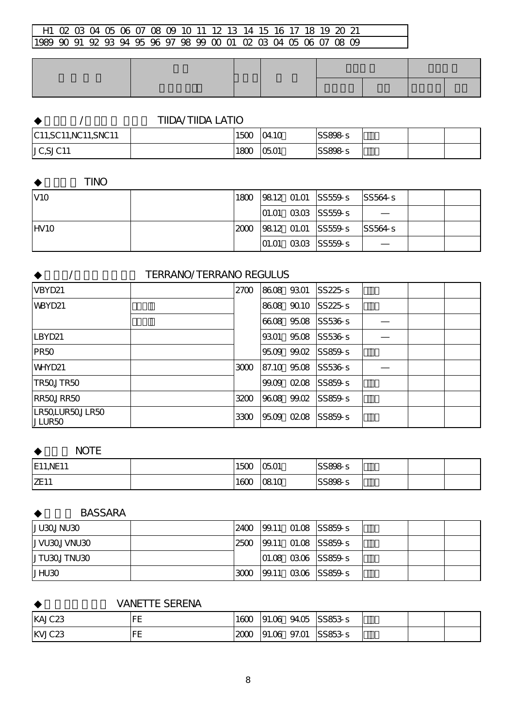| H1 | 02 | 03 | 04 | 05 | 06 | 07 | 08 | 09 | 10 | 11 | 12 | 13 | 14 | 15 | 16 | 17 | 18 | 19 | 20 | 21 |
|---|---|---|---|---|---|---|---|---|---|---|---|---|---|---|---|---|---|---|---|---|
| 1989 | 90 | 91 | 92 | 93 | 94 | 95 | 96 | 97 | 98 | 99 | 00 | 01 | 02 | 03 | 04 | 05 | 06 | 07 | 08 | 09 |

### ◆ / TIIDA/TIIDA LATIO

| | | | | | | | |
|---|---|---|---|---|---|---|---|
| C11,SC11,NC11,SNC11 | | 1500 | 04.10 | SS898-s | | | |
| JC,SJC11 | | 1800 | 05.01 | SS898-s | | | |

### ◆ TINO

| | | | | | | | |
|---|---|---|---|---|---|---|---|
| V10 | | 1800 | 98.12 01.01 | SS559-s | SS564-s | | |
| | | | 01.01 03.03 | SS559-s | — | | |
| HV10 | | 2000 | 98.12 01.01 | SS559-s | SS564-s | | |
| | | | 01.01 03.03 | SS559-s | — | | |

### ◆ / TERRANO/TERRANO REGULUS

| | | | | | | | |
|---|---|---|---|---|---|---|---|
| VBYD21 | | 2700 | 86.08 93.01 | SS225-s | | | |
| WBYD21 | | | 86.08 90.10 | SS225-s | | | |
| | | | 66.08 95.08 | SS536-s | — | | |
| LBYD21 | | | 93.01 95.08 | SS536-s | — | | |
| PR50 | | | 95.09 99.02 | SS859-s | | | |
| WHYD21 | | 3000 | 87.10 95.08 | SS536-s | — | | |
| TR50,JTR50 | | | 99.09 02.08 | SS859-s | | | |
| RR50,JRR50 | | 3200 | 96.08 99.02 | SS859-s | | | |
| LR50,LUR50,JLR50 JLUR50 | | 3300 | 95.09 02.08 | SS859-s | | | |

### ◆ NOTE

| | | | | | | | |
|---|---|---|---|---|---|---|---|
| E11,NE11 | | 1500 | 05.01 | SS898-s | | | |
| ZE11 | | 1600 | 08.10 | SS898-s | | | |

### ◆ BASSARA

| | | | | | | | |
|---|---|---|---|---|---|---|---|
| JU30,JNU30 | | 2400 | 99.11 01.08 | SS859-s | | | |
| JVU30,JVNU30 | | 2500 | 99.11 01.08 | SS859-s | | | |
| JTU30,JTNU30 | | | 01.08 03.06 | SS859-s | | | |
| JHU30 | | 3000 | 99.11 03.06 | SS859-s | | | |

### ◆ VANETTE SERENA

| | | | | | | | |
|---|---|---|---|---|---|---|---|
| KAJC23 | FE | 1600 | 91.06 94.05 | SS853-s | | | |
| KVJC23 | FE | 2000 | 91.06 97.01 | SS853-s | | | |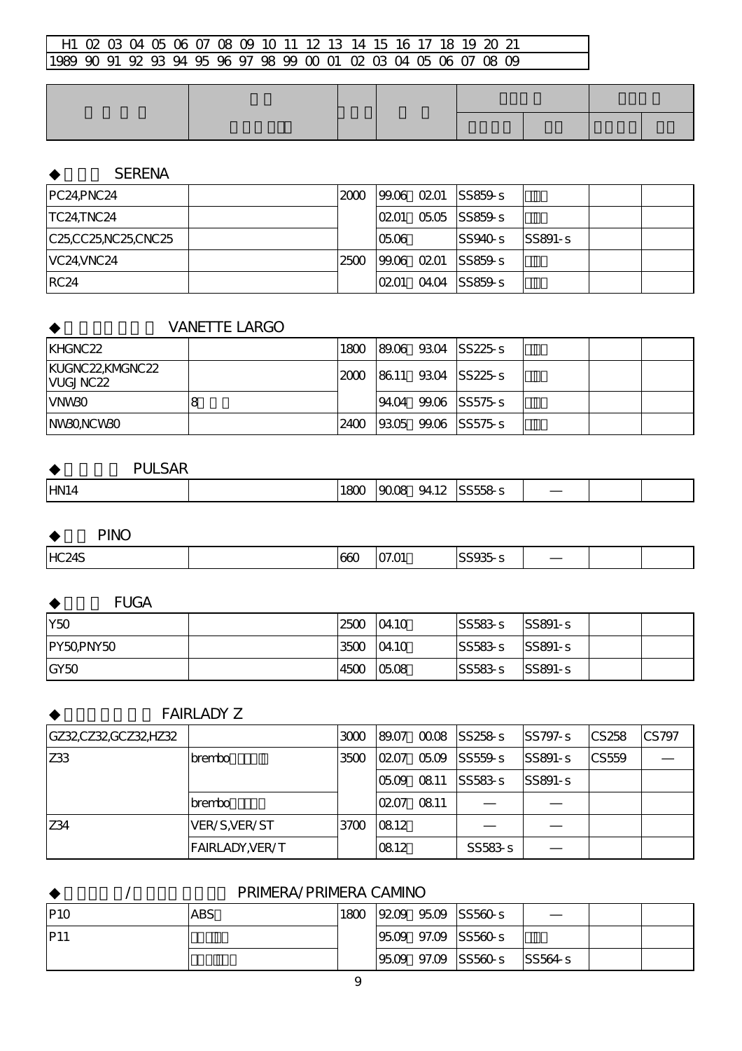| H1 | 02 | 03 | 04 | 05 | 06 | 07 | 08 | 09 | 10 | 11 | 12 | 13 | 14 | 15 | 16 | 17 | 18 | 19 | 20 | 21 |
|---|---|---|---|---|---|---|---|---|---|---|---|---|---|---|---|---|---|---|---|---|
| 1989 | 90 | 91 | 92 | 93 | 94 | 95 | 96 | 97 | 98 | 99 | 00 | 01 | 02 | 03 | 04 | 05 | 06 | 07 | 08 | 09 |

◆ SERENA

| | | | | | | | |
|---|---|---|---|---|---|---|---|
| PC24,PNC24 | | 2000 | 99.06 02.01 | SS859-s | | | |
| TC24,TNC24 | | | 02.01 05.05 | SS859-s | | | |
| C25,CC25,NC25,CNC25 | | | 05.06 | SS940-s | SS891-s | | |
| VC24,VNC24 | | 2500 | 99.06 02.01 | SS859-s | | | |
| RC24 | | | 02.01 04.04 | SS859-s | | | |

◆ VANETTE LARGO

| | | | | | | | |
|---|---|---|---|---|---|---|---|
| KHGNC22 | | 1800 | 89.06 93.04 | SS225-s | | | |
| KUGNC22,KMGNC22 VUGJNC22 | | 2000 | 86.11 93.04 | SS225-s | | | |
| VNW30 | 8 | | 94.04 99.06 | SS575-s | | | |
| NW30,NCW30 | | 2400 | 93.05 99.06 | SS575-s | | | |

◆ PULSAR

| | | | | | | | |
|---|---|---|---|---|---|---|---|
| HN14 | | 1800 | 90.08 94.12 | SS558-s | — | | |

◆ PINO

| | | | | | | | |
|---|---|---|---|---|---|---|---|
| HC24S | | 660 | 07.01 | SS935-s | — | | |

◆ FUGA

| | | | | | | | |
|---|---|---|---|---|---|---|---|
| Y50 | | 2500 | 04.10 | SS583-s | SS891-s | | |
| PY50,PNY50 | | 3500 | 04.10 | SS583-s | SS891-s | | |
| GY50 | | 4500 | 05.08 | SS583-s | SS891-s | | |

◆ FAIRLADY Z

| | | | | | | | |
|---|---|---|---|---|---|---|---|
| GZ32,CZ32,GCZ32,HZ32 | | 3000 | 89.07 00.08 | SS258-s | SS797-s | CS258 | CS797 |
| Z33 | brembo | 3500 | 02.07 05.09 | SS559-s | SS891-s | CS559 | — |
| | | | 05.09 08.11 | SS583-s | SS891-s | | |
| | brembo | | 02.07 08.11 | — | — | | |
| Z34 | VER/S,VER/ST | 3700 | 08.12 | — | — | | |
| | FAIRLADY,VER/T | | 08.12 | SS583-s | — | | |

◆ / PRIMERA/PRIMERA CAMINO

| | | | | | | | |
|---|---|---|---|---|---|---|---|
| P10 | ABS | 1800 | 92.09 95.09 | SS560-s | — | | |
| P11 | | | 95.09 97.09 | SS560-s | | | |
| | | | 95.09 97.09 | SS560-s | SS564-s | | |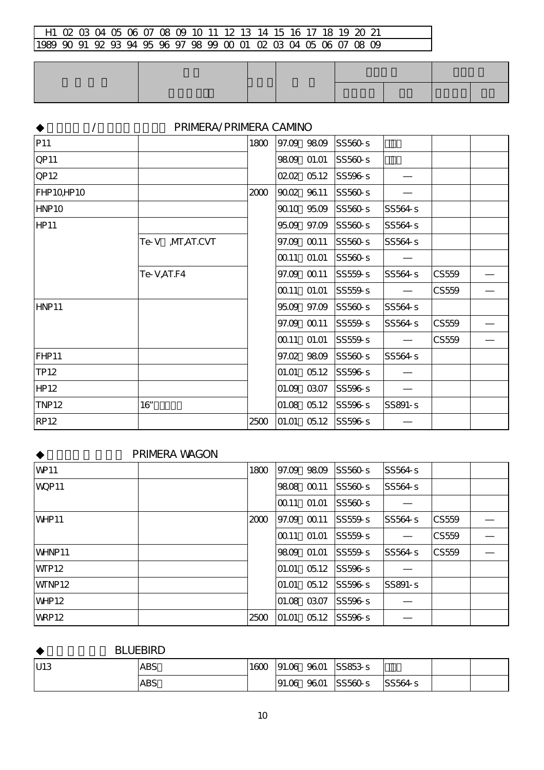| H1 | 02 | 03 | 04 | 05 | 06 | 07 | 08 | 09 | 10 | 11 | 12 | 13 | 14 | 15 | 16 | 17 | 18 | 19 | 20 | 21 |
|---|---|---|---|---|---|---|---|---|---|---|---|---|---|---|---|---|---|---|---|---|
| 1989 | 90 | 91 | 92 | 93 | 94 | 95 | 96 | 97 | 98 | 99 | 00 | 01 | 02 | 03 | 04 | 05 | 06 | 07 | 08 | 09 |

◆ / PRIMERA/PRIMERA CAMINO

| | | | | | | | |
|---|---|---|---|---|---|---|---|
| P11 | | 1800 | 97.09 98.09 | SS560-s | | | |
| QP11 | | | 98.09 01.01 | SS560-s | | | |
| QP12 | | | 02.02 05.12 | SS596-s | — | | |
| FHP10,HP10 | | 2000 | 90.02 96.11 | SS560-s | — | | |
| HNP10 | | | 90.10 95.09 | SS560-s | SS564-s | | |
| HP11 | | | 95.09 97.09 | SS560-s | SS564-s | | |
| | Te-V ,MT,AT.CVT | | 97.09 00.11 | SS560-s | SS564-s | | |
| | | | 00.11 01.01 | SS560-s | — | | |
| | Te-V,AT.F4 | | 97.09 00.11 | SS559-s | SS564-s | CS559 | — |
| | | | 00.11 01.01 | SS559-s | — | CS559 | — |
| HNP11 | | | 95.09 97.09 | SS560-s | SS564-s | | |
| | | | 97.09 00.11 | SS559-s | SS564-s | CS559 | — |
| | | | 00.11 01.01 | SS559-s | — | CS559 | — |
| FHP11 | | | 97.02 98.09 | SS560-s | SS564-s | | |
| TP12 | | | 01.01 05.12 | SS596-s | — | | |
| HP12 | | | 01.09 03.07 | SS596-s | — | | |
| TNP12 | 16" | | 01.08 05.12 | SS596-s | SS891-s | | |
| RP12 | | 2500 | 01.01 05.12 | SS596-s | — | | |

◆ PRIMERA WAGON

| | | | | | | | |
|---|---|---|---|---|---|---|---|
| WP11 | | 1800 | 97.09 98.09 | SS560-s | SS564-s | | |
| WQP11 | | | 98.08 00.11 | SS560-s | SS564-s | | |
| | | | 00.11 01.01 | SS560-s | — | | |
| WHP11 | | 2000 | 97.09 00.11 | SS559-s | SS564-s | CS559 | — |
| | | | 00.11 01.01 | SS559-s | — | CS559 | — |
| WHNP11 | | | 98.09 01.01 | SS559-s | SS564-s | CS559 | — |
| WTP12 | | | 01.01 05.12 | SS596-s | — | | |
| WTNP12 | | | 01.01 05.12 | SS596-s | SS891-s | | |
| WHP12 | | | 01.08 03.07 | SS596-s | — | | |
| WRP12 | | 2500 | 01.01 05.12 | SS596-s | — | | |

◆ BLUEBIRD

| | | | | | | | |
|---|---|---|---|---|---|---|---|
| U13 | ABS | 1600 | 91.06 96.01 | SS853-s | | | |
| | ABS | | 91.06 96.01 | SS560-s | SS564-s | | |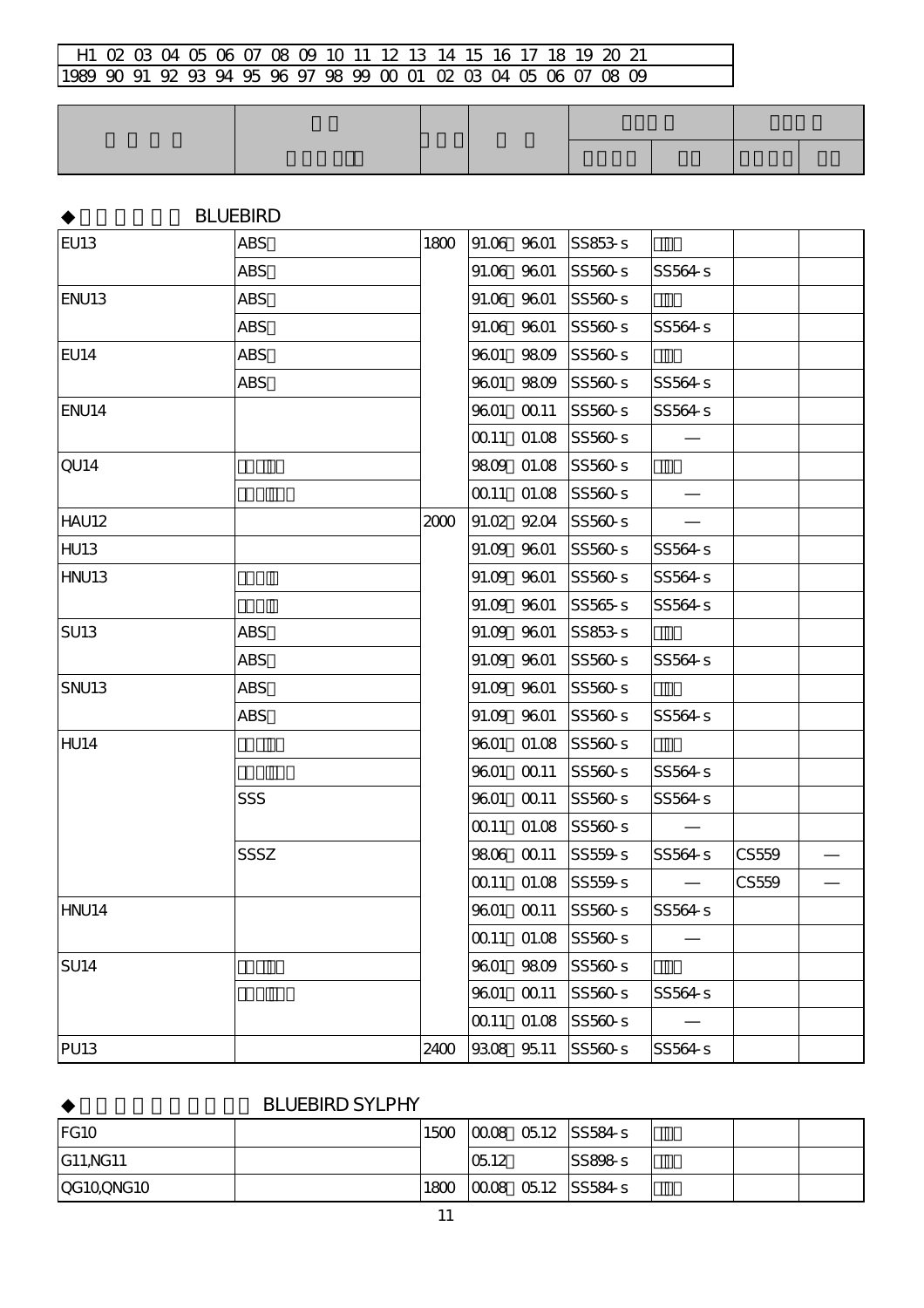| H1 | 02 | 03 | 04 | 05 | 06 | 07 | 08 | 09 | 10 | 11 | 12 | 13 | 14 | 15 | 16 | 17 | 18 | 19 | 20 | 21 |
|---|---|---|---|---|---|---|---|---|---|---|---|---|---|---|---|---|---|---|---|---|
| 1989 | 90 | 91 | 92 | 93 | 94 | 95 | 96 | 97 | 98 | 99 | 00 | 01 | 02 | 03 | 04 | 05 | 06 | 07 | 08 | 09 |

## ◆ BLUEBIRD

| | | | | | | | |
|---|---|---|---|---|---|---|---|
| EU13 | ABS | 1800 | 91.06 96.01 | SS853-s | | | |
| | ABS | | 91.06 96.01 | SS560-s | SS564-s | | |
| ENU13 | ABS | | 91.06 96.01 | SS560-s | | | |
| | ABS | | 91.06 96.01 | SS560-s | SS564-s | | |
| EU14 | ABS | | 96.01 98.09 | SS560-s | | | |
| | ABS | | 96.01 98.09 | SS560-s | SS564-s | | |
| ENU14 | | | 96.01 00.11 | SS560-s | SS564-s | | |
| | | | 00.11 01.08 | SS560-s | — | | |
| QU14 | | | 98.09 01.08 | SS560-s | | | |
| | | | 00.11 01.08 | SS560-s | — | | |
| HAU12 | | 2000 | 91.02 92.04 | SS560-s | — | | |
| HU13 | | | 91.09 96.01 | SS560-s | SS564-s | | |
| HNU13 | | | 91.09 96.01 | SS560-s | SS564-s | | |
| | | | 91.09 96.01 | SS565-s | SS564-s | | |
| SU13 | ABS | | 91.09 96.01 | SS853-s | | | |
| | ABS | | 91.09 96.01 | SS560-s | SS564-s | | |
| SNU13 | ABS | | 91.09 96.01 | SS560-s | | | |
| | ABS | | 91.09 96.01 | SS560-s | SS564-s | | |
| HU14 | | | 96.01 01.08 | SS560-s | | | |
| | | | 96.01 00.11 | SS560-s | SS564-s | | |
| | SSS | | 96.01 00.11 | SS560-s | SS564-s | | |
| | | | 00.11 01.08 | SS560-s | — | | |
| | SSSZ | | 98.06 00.11 | SS559-s | SS564-s | CS559 | — |
| | | | 00.11 01.08 | SS559-s | — | CS559 | — |
| HNU14 | | | 96.01 00.11 | SS560-s | SS564-s | | |
| | | | 00.11 01.08 | SS560-s | — | | |
| SU14 | | | 96.01 98.09 | SS560-s | | | |
| | | | 96.01 00.11 | SS560-s | SS564-s | | |
| | | | 00.11 01.08 | SS560-s | — | | |
| PU13 | | 2400 | 93.08 95.11 | SS560-s | SS564-s | | |

## ◆ BLUEBIRD SYLPHY

| | | | | | | | |
|---|---|---|---|---|---|---|---|
| FG10 | | 1500 | 00.08 05.12 | SS584-s | | | |
| G11,NG11 | | | 05.12 | SS898-s | | | |
| QG10,QNG10 | | 1800 | 00.08 05.12 | SS584-s | | | |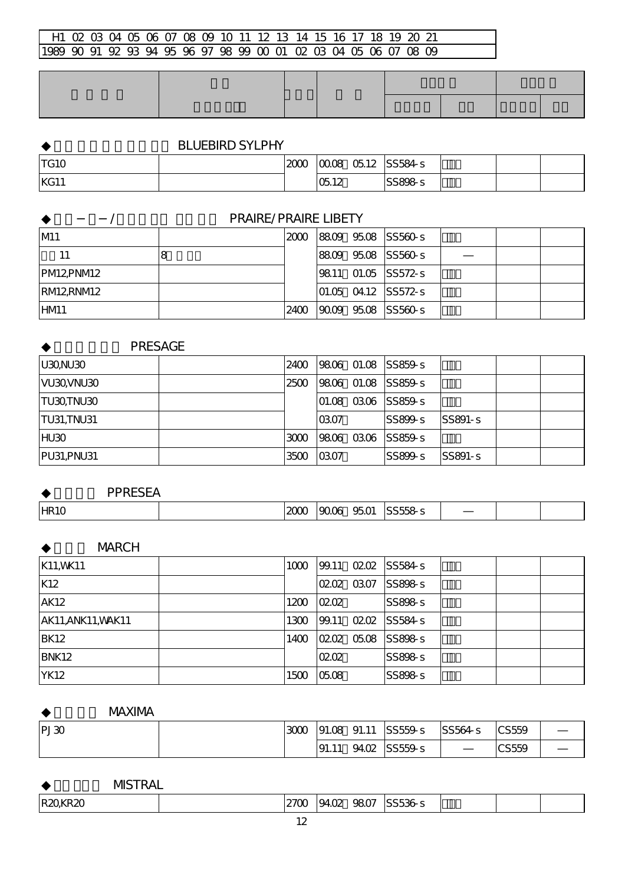| H1 | 02 | 03 | 04 | 05 | 06 | 07 | 08 | 09 | 10 | 11 | 12 | 13 | 14 | 15 | 16 | 17 | 18 | 19 | 20 | 21 |
|---|---|---|---|---|---|---|---|---|---|---|---|---|---|---|---|---|---|---|---|---|
| 1989 | 90 | 91 | 92 | 93 | 94 | 95 | 96 | 97 | 98 | 99 | 00 | 01 | 02 | 03 | 04 | 05 | 06 | 07 | 08 | 09 |

◆ BLUEBIRD SYLPHY

| | | | | | | | |
|---|---|---|---|---|---|---|---|
| TG10 | | 2000 | 00.08 05.12 | SS584-s | | | |
| KG11 | | | 05.12 | SS898-s | | | |

◆ − − / PRAIRE/PRAIRE LIBETY

| | | | | | | | |
|---|---|---|---|---|---|---|---|
| M11 | | 2000 | 88.09 95.08 | SS560-s | | | |
| 11 | 8 | | 88.09 95.08 | SS560-s | — | | |
| PM12,PNM12 | | | 98.11 01.05 | SS572-s | | | |
| RM12,RNM12 | | | 01.05 04.12 | SS572-s | | | |
| HM11 | | 2400 | 90.09 95.08 | SS560-s | | | |

◆ PRESAGE

| | | | | | | | |
|---|---|---|---|---|---|---|---|
| U30,NU30 | | 2400 | 98.06 01.08 | SS859-s | | | |
| VU30,VNU30 | | 2500 | 98.06 01.08 | SS859-s | | | |
| TU30,TNU30 | | | 01.08 03.06 | SS859-s | | | |
| TU31,TNU31 | | | 03.07 | SS899-s | SS891-s | | |
| HU30 | | 3000 | 98.06 03.06 | SS859-s | | | |
| PU31,PNU31 | | 3500 | 03.07 | SS899-s | SS891-s | | |

◆ PPRESEA

| | | | | | | | |
|---|---|---|---|---|---|---|---|
| HR10 | | 2000 | 90.06 95.01 | SS558-s | — | | |

◆ MARCH

| | | | | | | | |
|---|---|---|---|---|---|---|---|
| K11,WK11 | | 1000 | 99.11 02.02 | SS584-s | | | |
| K12 | | | 02.02 03.07 | SS898-s | | | |
| AK12 | | 1200 | 02.02 | SS898-s | | | |
| AK11,ANK11,WAK11 | | 1300 | 99.11 02.02 | SS584-s | | | |
| BK12 | | 1400 | 02.02 05.08 | SS898-s | | | |
| BNK12 | | | 02.02 | SS898-s | | | |
| YK12 | | 1500 | 05.08 | SS898-s | | | |

◆ MAXIMA

| | | | | | | | |
|---|---|---|---|---|---|---|---|
| PJ30 | | 3000 | 91.08 91.11 | SS559-s | SS564-s | CS559 | — |
| | | | 91.11 94.02 | SS559-s | — | CS559 | — |

◆ MISTRAL

| | | | | | | | |
|---|---|---|---|---|---|---|---|
| R20,KR20 | | 2700 | 94.02 98.07 | SS536-s | | | |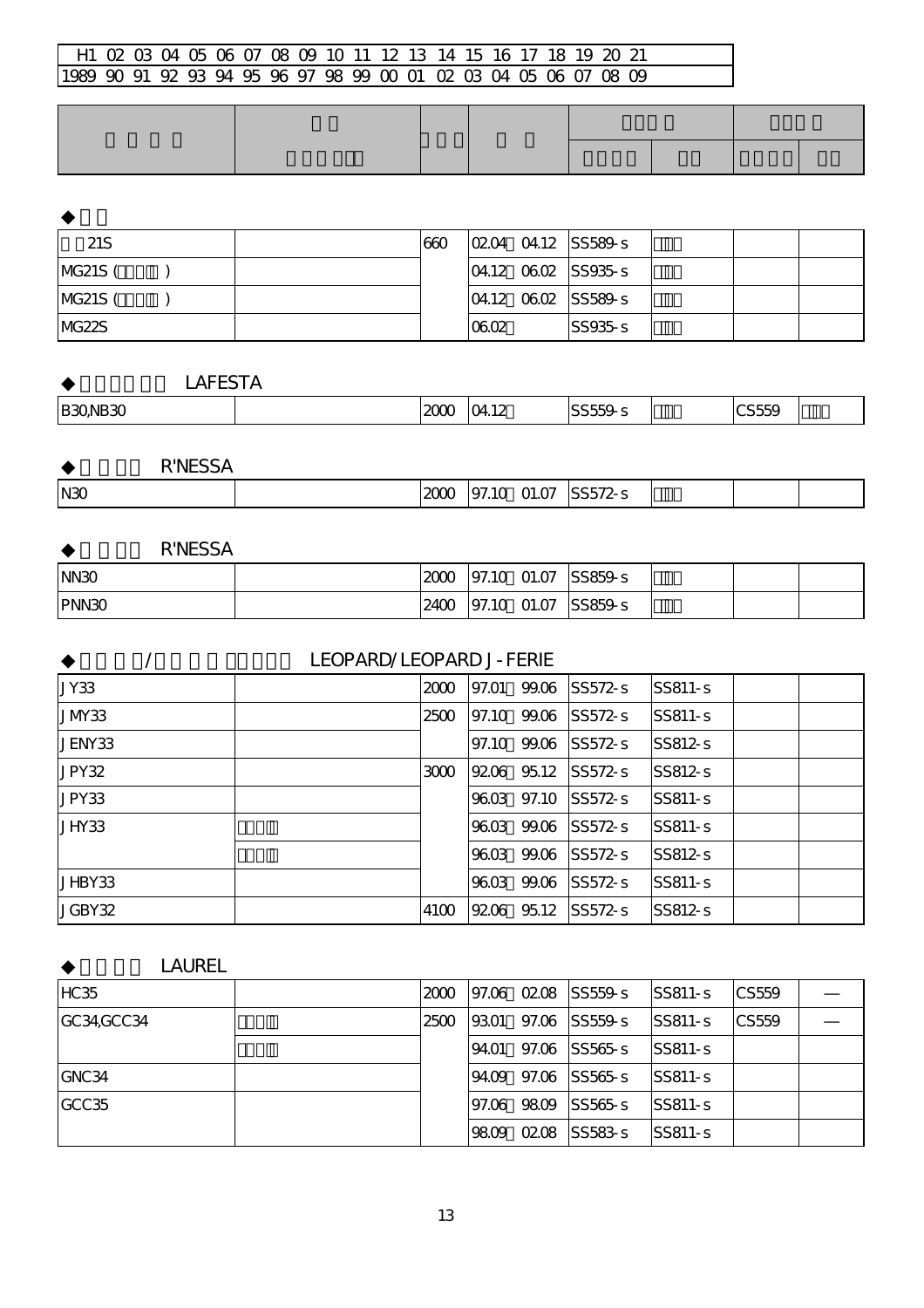| H1 | 02 | 03 | 04 | 05 | 06 | 07 | 08 | 09 | 10 | 11 | 12 | 13 | 14 | 15 | 16 | 17 | 18 | 19 | 20 | 21 |
|---|---|---|---|---|---|---|---|---|---|---|---|---|---|---|---|---|---|---|---|---|
| 1989 | 90 | 91 | 92 | 93 | 94 | 95 | 96 | 97 | 98 | 99 | 00 | 01 | 02 | 03 | 04 | 05 | 06 | 07 | 08 | 09 |

◆

| | | | | | | | |
|---|---|---|---|---|---|---|---|
| 21S | | 660 | 02.04 04.12 | SS589-s | | | |
| MG21S ( ) | | | 04.12 06.02 | SS935-s | | | |
| MG21S ( ) | | | 04.12 06.02 | SS589-s | | | |
| MG22S | | | 06.02 | SS935-s | | | |

◆ LAFESTA

| | | | | | | | |
|---|---|---|---|---|---|---|---|
| B30,NB30 | | 2000 | 04.12 | SS559-s | | CS559 | |

◆ R'NESSA

| | | | | | | | |
|---|---|---|---|---|---|---|---|
| N30 | | 2000 | 97.10 01.07 | SS572-s | | | |

◆ R'NESSA

| | | | | | | | |
|---|---|---|---|---|---|---|---|
| NN30 | | 2000 | 97.10 01.07 | SS859-s | | | |
| PNN30 | | 2400 | 97.10 01.07 | SS859-s | | | |

◆ / LEOPARD/LEOPARD J-FERIE

| | | | | | | | |
|---|---|---|---|---|---|---|---|
| JY33 | | 2000 | 97.01 99.06 | SS572-s | SS811-s | | |
| JMY33 | | 2500 | 97.10 99.06 | SS572-s | SS811-s | | |
| JENY33 | | | 97.10 99.06 | SS572-s | SS812-s | | |
| JPY32 | | 3000 | 92.06 95.12 | SS572-s | SS812-s | | |
| JPY33 | | | 96.03 97.10 | SS572-s | SS811-s | | |
| JHY33 | | | 96.03 99.06 | SS572-s | SS811-s | | |
| | | | 96.03 99.06 | SS572-s | SS812-s | | |
| JHBY33 | | | 96.03 99.06 | SS572-s | SS811-s | | |
| JGBY32 | | 4100 | 92.06 95.12 | SS572-s | SS812-s | | |

◆ LAUREL

| | | | | | | | |
|---|---|---|---|---|---|---|---|
| HC35 | | 2000 | 97.06 02.08 | SS559-s | SS811-s | CS559 | — |
| GC34,GCC34 | | 2500 | 93.01 97.06 | SS559-s | SS811-s | CS559 | — |
| | | | 94.01 97.06 | SS565-s | SS811-s | | |
| GNC34 | | | 94.09 97.06 | SS565-s | SS811-s | | |
| GCC35 | | | 97.06 98.09 | SS565-s | SS811-s | | |
| | | | 98.09 02.08 | SS583-s | SS811-s | | |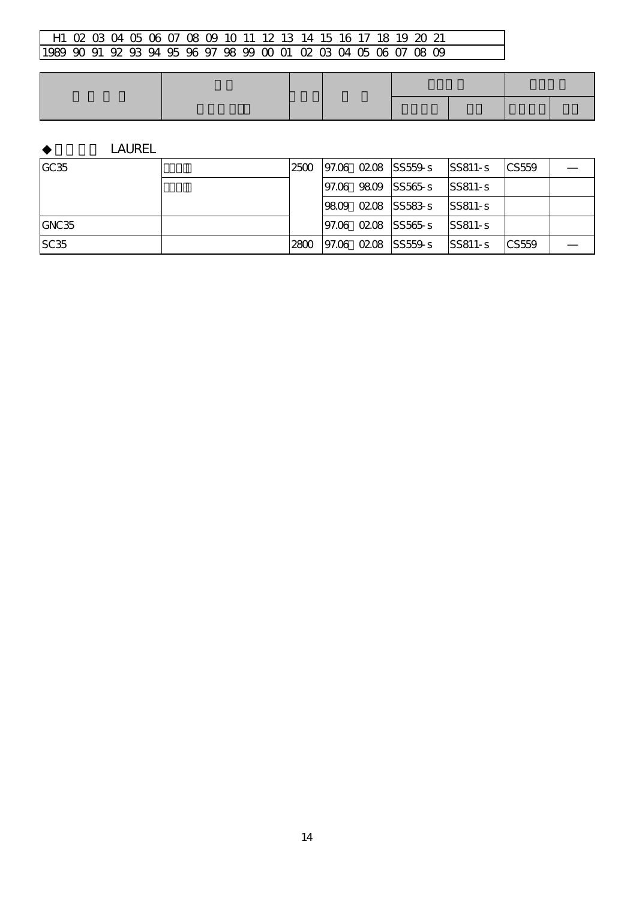| | | | | | | | | | | | | | | | | | | | | | |
|---|---|---|---|---|---|---|---|---|---|---|---|---|---|---|---|---|---|---|---|---|---|
| H1 | 02 | 03 | 04 | 05 | 06 | 07 | 08 | 09 | 10 | 11 | 12 | 13 | 14 | 15 | 16 | 17 | 18 | 19 | 20 | 21 | |
| 1989 | 90 | 91 | 92 | 93 | 94 | 95 | 96 | 97 | 98 | 99 | 00 | 01 | 02 | 03 | 04 | 05 | 06 | 07 | 08 | 09 | |

◆ LAUREL

| | | | | | | | |
|---|---|---|---|---|---|---|---|
| GC35 | | 2500 | 97.06 02.08 | SS559-s | SS811-s | CS559 | — |
| | | | 97.06 98.09 | SS565-s | SS811-s | | |
| | | | 98.09 02.08 | SS583-s | SS811-s | | |
| GNC35 | | | 97.06 02.08 | SS565-s | SS811-s | | |
| SC35 | | 2800 | 97.06 02.08 | SS559-s | SS811-s | CS559 | — |